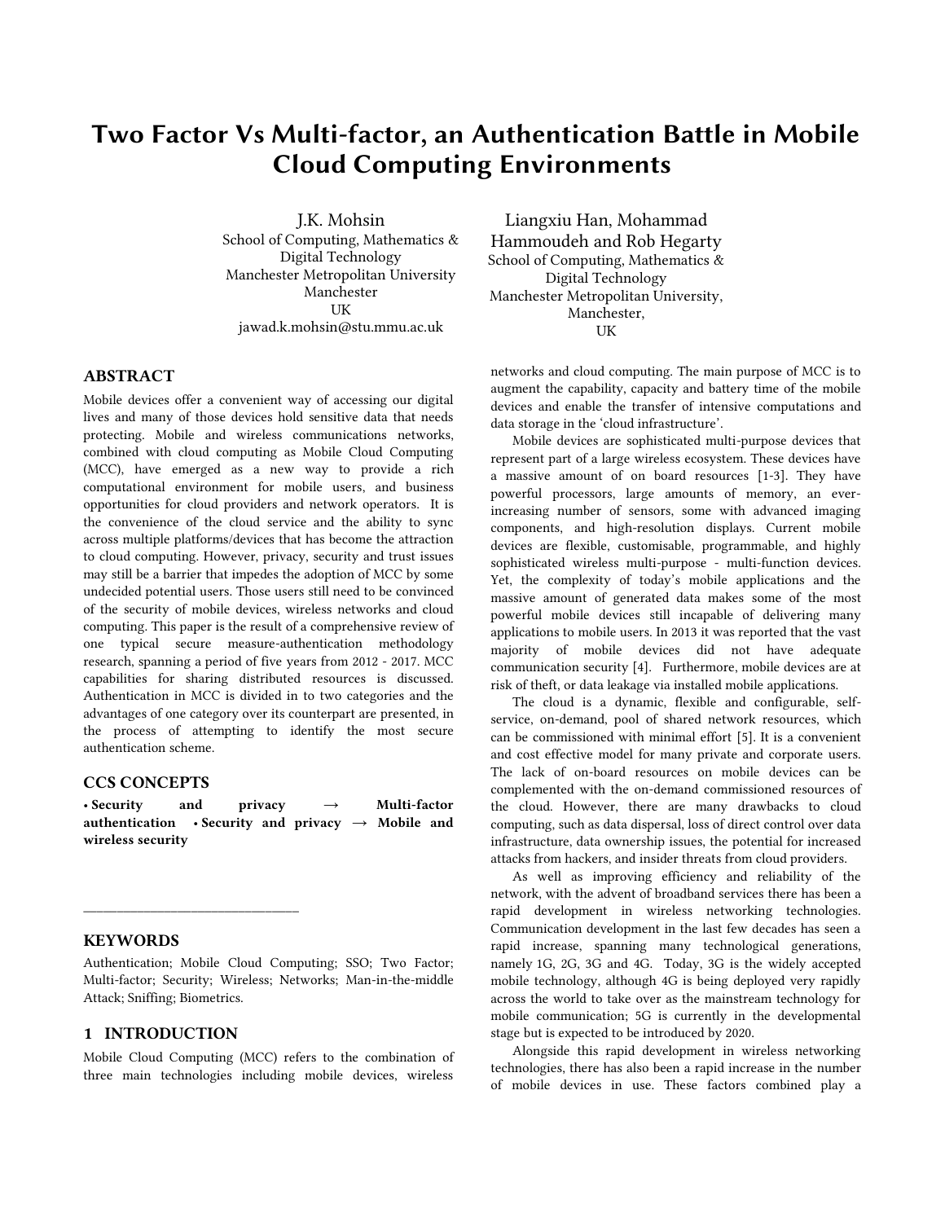# Two Factor Vs Multi-factor, an Authentication Battle in Mobile Cloud Computing Environments

J.K. Mohsin
School of Computing, Mathematics & Digital Technology
Manchester Metropolitan University
Manchester
UK
jawad.k.mohsin@stu.mmu.ac.uk

Liangxiu Han, Mohammad Hammoudeh and Rob Hegarty
School of Computing, Mathematics & Digital Technology
Manchester Metropolitan University,
Manchester,
UK

## ABSTRACT

Mobile devices offer a convenient way of accessing our digital lives and many of those devices hold sensitive data that needs protecting. Mobile and wireless communications networks, combined with cloud computing as Mobile Cloud Computing (MCC), have emerged as a new way to provide a rich computational environment for mobile users, and business opportunities for cloud providers and network operators. It is the convenience of the cloud service and the ability to sync across multiple platforms/devices that has become the attraction to cloud computing. However, privacy, security and trust issues may still be a barrier that impedes the adoption of MCC by some undecided potential users. Those users still need to be convinced of the security of mobile devices, wireless networks and cloud computing. This paper is the result of a comprehensive review of one typical secure measure-authentication methodology research, spanning a period of five years from 2012 - 2017. MCC capabilities for sharing distributed resources is discussed. Authentication in MCC is divided in to two categories and the advantages of one category over its counterpart are presented, in the process of attempting to identify the most secure authentication scheme.

## CCS CONCEPTS

**• Security and privacy → Multi-factor authentication • Security and privacy → Mobile and wireless security**

## KEYWORDS

Authentication; Mobile Cloud Computing; SSO; Two Factor; Multi-factor; Security; Wireless; Networks; Man-in-the-middle Attack; Sniffing; Biometrics.

## 1 INTRODUCTION

Mobile Cloud Computing (MCC) refers to the combination of three main technologies including mobile devices, wireless networks and cloud computing. The main purpose of MCC is to augment the capability, capacity and battery time of the mobile devices and enable the transfer of intensive computations and data storage in the 'cloud infrastructure'.

Mobile devices are sophisticated multi-purpose devices that represent part of a large wireless ecosystem. These devices have a massive amount of on board resources [1-3]. They have powerful processors, large amounts of memory, an ever-increasing number of sensors, some with advanced imaging components, and high-resolution displays. Current mobile devices are flexible, customisable, programmable, and highly sophisticated wireless multi-purpose - multi-function devices. Yet, the complexity of today's mobile applications and the massive amount of generated data makes some of the most powerful mobile devices still incapable of delivering many applications to mobile users. In 2013 it was reported that the vast majority of mobile devices did not have adequate communication security [4]. Furthermore, mobile devices are at risk of theft, or data leakage via installed mobile applications.

The cloud is a dynamic, flexible and configurable, self-service, on-demand, pool of shared network resources, which can be commissioned with minimal effort [5]. It is a convenient and cost effective model for many private and corporate users. The lack of on-board resources on mobile devices can be complemented with the on-demand commissioned resources of the cloud. However, there are many drawbacks to cloud computing, such as data dispersal, loss of direct control over data infrastructure, data ownership issues, the potential for increased attacks from hackers, and insider threats from cloud providers.

As well as improving efficiency and reliability of the network, with the advent of broadband services there has been a rapid development in wireless networking technologies. Communication development in the last few decades has seen a rapid increase, spanning many technological generations, namely 1G, 2G, 3G and 4G. Today, 3G is the widely accepted mobile technology, although 4G is being deployed very rapidly across the world to take over as the mainstream technology for mobile communication; 5G is currently in the developmental stage but is expected to be introduced by 2020.

Alongside this rapid development in wireless networking technologies, there has also been a rapid increase in the number of mobile devices in use. These factors combined play a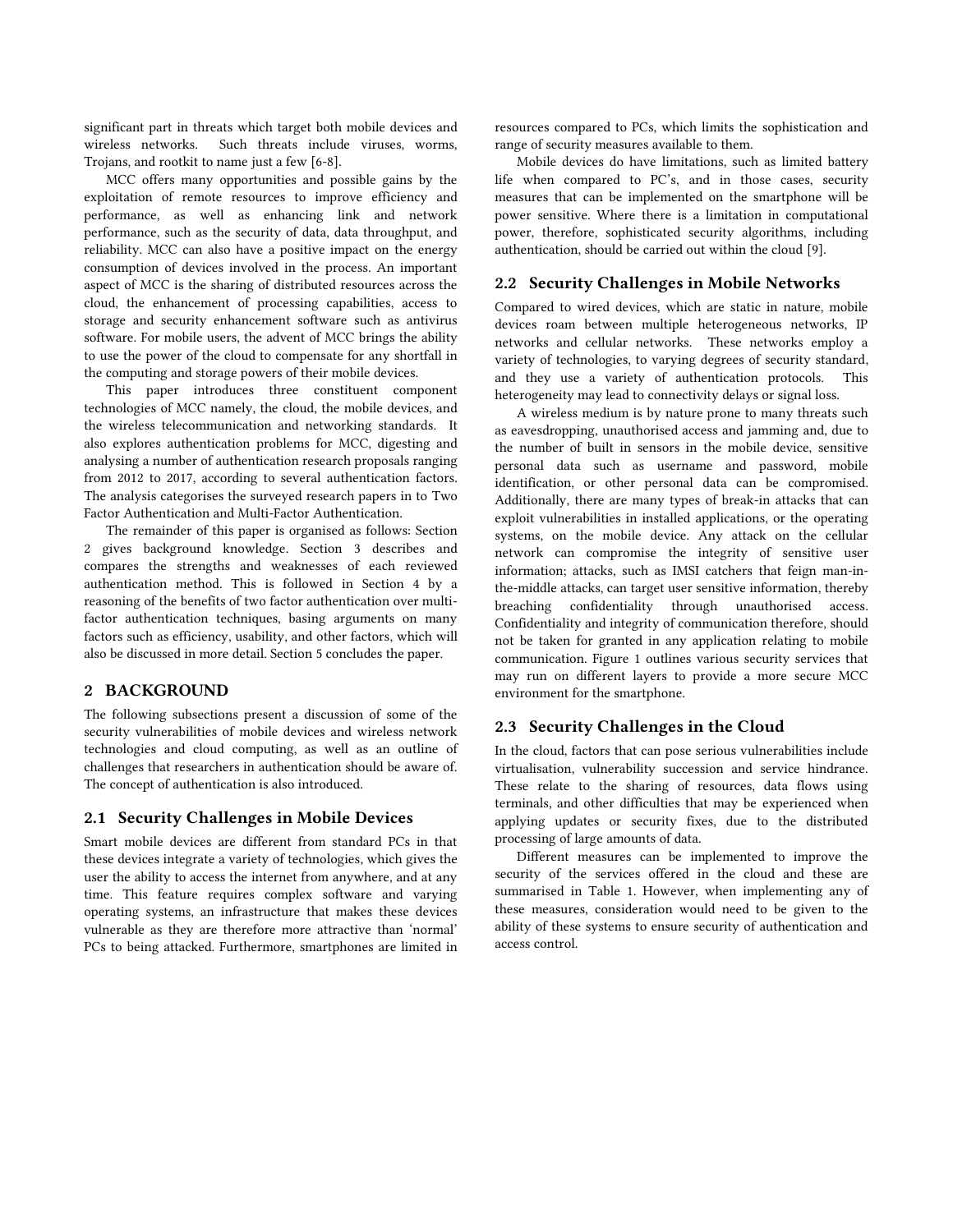significant part in threats which target both mobile devices and wireless networks. Such threats include viruses, worms, Trojans, and rootkit to name just a few [6-8].

MCC offers many opportunities and possible gains by the exploitation of remote resources to improve efficiency and performance, as well as enhancing link and network performance, such as the security of data, data throughput, and reliability. MCC can also have a positive impact on the energy consumption of devices involved in the process. An important aspect of MCC is the sharing of distributed resources across the cloud, the enhancement of processing capabilities, access to storage and security enhancement software such as antivirus software. For mobile users, the advent of MCC brings the ability to use the power of the cloud to compensate for any shortfall in the computing and storage powers of their mobile devices.

This paper introduces three constituent component technologies of MCC namely, the cloud, the mobile devices, and the wireless telecommunication and networking standards. It also explores authentication problems for MCC, digesting and analysing a number of authentication research proposals ranging from 2012 to 2017, according to several authentication factors. The analysis categorises the surveyed research papers in to Two Factor Authentication and Multi-Factor Authentication.

The remainder of this paper is organised as follows: Section 2 gives background knowledge. Section 3 describes and compares the strengths and weaknesses of each reviewed authentication method. This is followed in Section 4 by a reasoning of the benefits of two factor authentication over multi-factor authentication techniques, basing arguments on many factors such as efficiency, usability, and other factors, which will also be discussed in more detail. Section 5 concludes the paper.

## 2 BACKGROUND

The following subsections present a discussion of some of the security vulnerabilities of mobile devices and wireless network technologies and cloud computing, as well as an outline of challenges that researchers in authentication should be aware of. The concept of authentication is also introduced.

### 2.1 Security Challenges in Mobile Devices

Smart mobile devices are different from standard PCs in that these devices integrate a variety of technologies, which gives the user the ability to access the internet from anywhere, and at any time. This feature requires complex software and varying operating systems, an infrastructure that makes these devices vulnerable as they are therefore more attractive than 'normal' PCs to being attacked. Furthermore, smartphones are limited in resources compared to PCs, which limits the sophistication and range of security measures available to them.

Mobile devices do have limitations, such as limited battery life when compared to PC's, and in those cases, security measures that can be implemented on the smartphone will be power sensitive. Where there is a limitation in computational power, therefore, sophisticated security algorithms, including authentication, should be carried out within the cloud [9].

### 2.2 Security Challenges in Mobile Networks

Compared to wired devices, which are static in nature, mobile devices roam between multiple heterogeneous networks, IP networks and cellular networks. These networks employ a variety of technologies, to varying degrees of security standard, and they use a variety of authentication protocols. This heterogeneity may lead to connectivity delays or signal loss.

A wireless medium is by nature prone to many threats such as eavesdropping, unauthorised access and jamming and, due to the number of built in sensors in the mobile device, sensitive personal data such as username and password, mobile identification, or other personal data can be compromised. Additionally, there are many types of break-in attacks that can exploit vulnerabilities in installed applications, or the operating systems, on the mobile device. Any attack on the cellular network can compromise the integrity of sensitive user information; attacks, such as IMSI catchers that feign man-in-the-middle attacks, can target user sensitive information, thereby breaching confidentiality through unauthorised access. Confidentiality and integrity of communication therefore, should not be taken for granted in any application relating to mobile communication. Figure 1 outlines various security services that may run on different layers to provide a more secure MCC environment for the smartphone.

### 2.3 Security Challenges in the Cloud

In the cloud, factors that can pose serious vulnerabilities include virtualisation, vulnerability succession and service hindrance. These relate to the sharing of resources, data flows using terminals, and other difficulties that may be experienced when applying updates or security fixes, due to the distributed processing of large amounts of data.

Different measures can be implemented to improve the security of the services offered in the cloud and these are summarised in Table 1. However, when implementing any of these measures, consideration would need to be given to the ability of these systems to ensure security of authentication and access control.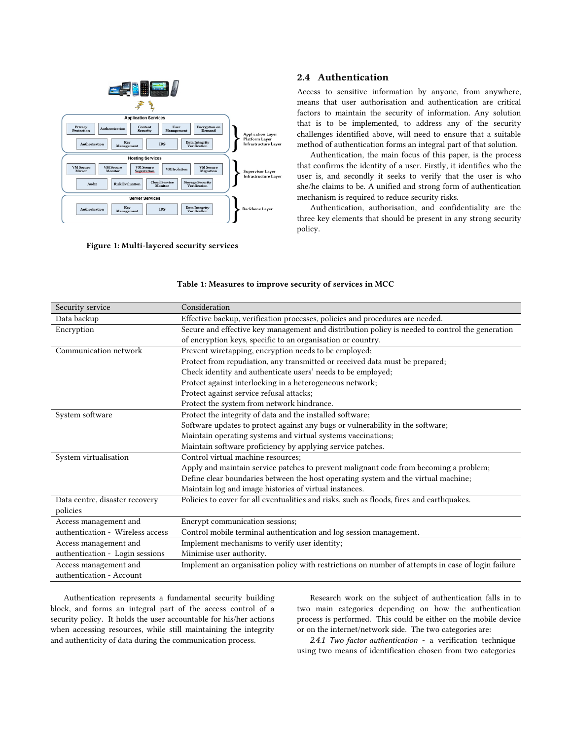Figure 1: Multi-layered security services

## 2.4 Authentication

Access to sensitive information by anyone, from anywhere, means that user authorisation and authentication are critical factors to maintain the security of information. Any solution that is to be implemented, to address any of the security challenges identified above, will need to ensure that a suitable method of authentication forms an integral part of that solution.

Authentication, the main focus of this paper, is the process that confirms the identity of a user. Firstly, it identifies who the user is, and secondly it seeks to verify that the user is who she/he claims to be. A unified and strong form of authentication mechanism is required to reduce security risks.

Authentication, authorisation, and confidentiality are the three key elements that should be present in any strong security policy.

**Table 1: Measures to improve security of services in MCC**

| Security service | Consideration |
| --- | --- |
| Data backup | Effective backup, verification processes, policies and procedures are needed. |
| Encryption | Secure and effective key management and distribution policy is needed to control the generation of encryption keys, specific to an organisation or country. |
| Communication network | Prevent wiretapping, encryption needs to be employed; Protect from repudiation, any transmitted or received data must be prepared; Check identity and authenticate users' needs to be employed; Protect against interlocking in a heterogeneous network; Protect against service refusal attacks; Protect the system from network hindrance. |
| System software | Protect the integrity of data and the installed software; Software updates to protect against any bugs or vulnerability in the software; Maintain operating systems and virtual systems vaccinations; Maintain software proficiency by applying service patches. |
| System virtualisation | Control virtual machine resources; Apply and maintain service patches to prevent malignant code from becoming a problem; Define clear boundaries between the host operating system and the virtual machine; Maintain log and image histories of virtual instances. |
| Data centre, disaster recovery policies | Policies to cover for all eventualities and risks, such as floods, fires and earthquakes. |
| Access management and authentication - Wireless access | Encrypt communication sessions; Control mobile terminal authentication and log session management. |
| Access management and authentication - Login sessions | Implement mechanisms to verify user identity; Minimise user authority. |
| Access management and authentication - Account | Implement an organisation policy with restrictions on number of attempts in case of login failure |

Authentication represents a fundamental security building block, and forms an integral part of the access control of a security policy. It holds the user accountable for his/her actions when accessing resources, while still maintaining the integrity and authenticity of data during the communication process.

Research work on the subject of authentication falls in to two main categories depending on how the authentication process is performed. This could be either on the mobile device or on the internet/network side. The two categories are:

*2.4.1 Two factor authentication* - a verification technique using two means of identification chosen from two categories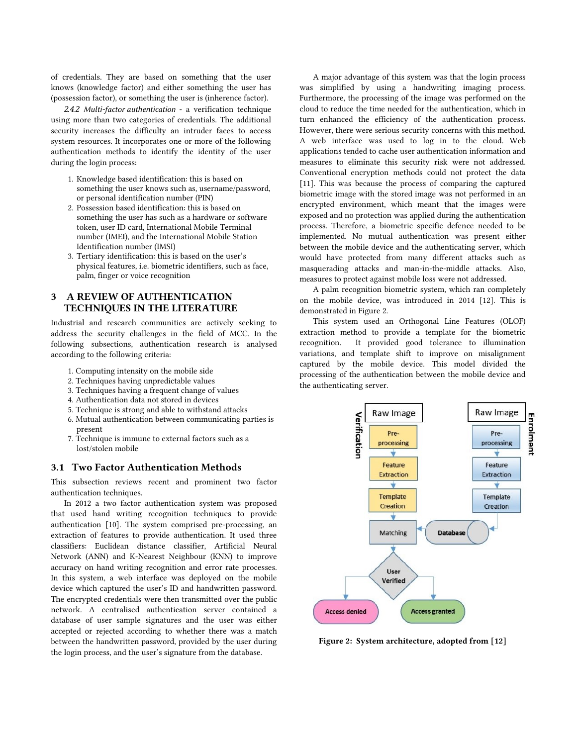of credentials. They are based on something that the user knows (knowledge factor) and either something the user has (possession factor), or something the user is (inherence factor).

*2.4.2 Multi-factor authentication* - a verification technique using more than two categories of credentials. The additional security increases the difficulty an intruder faces to access system resources. It incorporates one or more of the following authentication methods to identify the identity of the user during the login process:

1. Knowledge based identification: this is based on something the user knows such as, username/password, or personal identification number (PIN)
2. Possession based identification: this is based on something the user has such as a hardware or software token, user ID card, International Mobile Terminal number (IMEI), and the International Mobile Station Identification number (IMSI)
3. Tertiary identification: this is based on the user's physical features, i.e. biometric identifiers, such as face, palm, finger or voice recognition

# 3 A REVIEW OF AUTHENTICATION TECHNIQUES IN THE LITERATURE

Industrial and research communities are actively seeking to address the security challenges in the field of MCC. In the following subsections, authentication research is analysed according to the following criteria:

1. Computing intensity on the mobile side
2. Techniques having unpredictable values
3. Techniques having a frequent change of values
4. Authentication data not stored in devices
5. Technique is strong and able to withstand attacks
6. Mutual authentication between communicating parties is present
7. Technique is immune to external factors such as a lost/stolen mobile

## 3.1 Two Factor Authentication Methods

This subsection reviews recent and prominent two factor authentication techniques.

In 2012 a two factor authentication system was proposed that used hand writing recognition techniques to provide authentication [10]. The system comprised pre-processing, an extraction of features to provide authentication. It used three classifiers: Euclidean distance classifier, Artificial Neural Network (ANN) and K-Nearest Neighbour (KNN) to improve accuracy on hand writing recognition and error rate processes. In this system, a web interface was deployed on the mobile device which captured the user's ID and handwritten password. The encrypted credentials were then transmitted over the public network. A centralised authentication server contained a database of user sample signatures and the user was either accepted or rejected according to whether there was a match between the handwritten password, provided by the user during the login process, and the user's signature from the database.

A major advantage of this system was that the login process was simplified by using a handwriting imaging process. Furthermore, the processing of the image was performed on the cloud to reduce the time needed for the authentication, which in turn enhanced the efficiency of the authentication process. However, there were serious security concerns with this method. A web interface was used to log in to the cloud. Web applications tended to cache user authentication information and measures to eliminate this security risk were not addressed. Conventional encryption methods could not protect the data [11]. This was because the process of comparing the captured biometric image with the stored image was not performed in an encrypted environment, which meant that the images were exposed and no protection was applied during the authentication process. Therefore, a biometric specific defence needed to be implemented. No mutual authentication was present either between the mobile device and the authenticating server, which would have protected from many different attacks such as masquerading attacks and man-in-the-middle attacks. Also, measures to protect against mobile loss were not addressed.

A palm recognition biometric system, which ran completely on the mobile device, was introduced in 2014 [12]. This is demonstrated in Figure 2.

This system used an Orthogonal Line Features (OLOF) extraction method to provide a template for the biometric recognition. It provided good tolerance to illumination variations, and template shift to improve on misalignment captured by the mobile device. This model divided the processing of the authentication between the mobile device and the authenticating server.

Verification
Raw Image
Pre-processing
Feature Extraction
Template Creation
Matching
Enrolment
Raw Image
Pre-processing
Feature Extraction
Template Creation
Database
User Verified
Access denied
Access granted

**Figure 2: System architecture, adopted from [12]**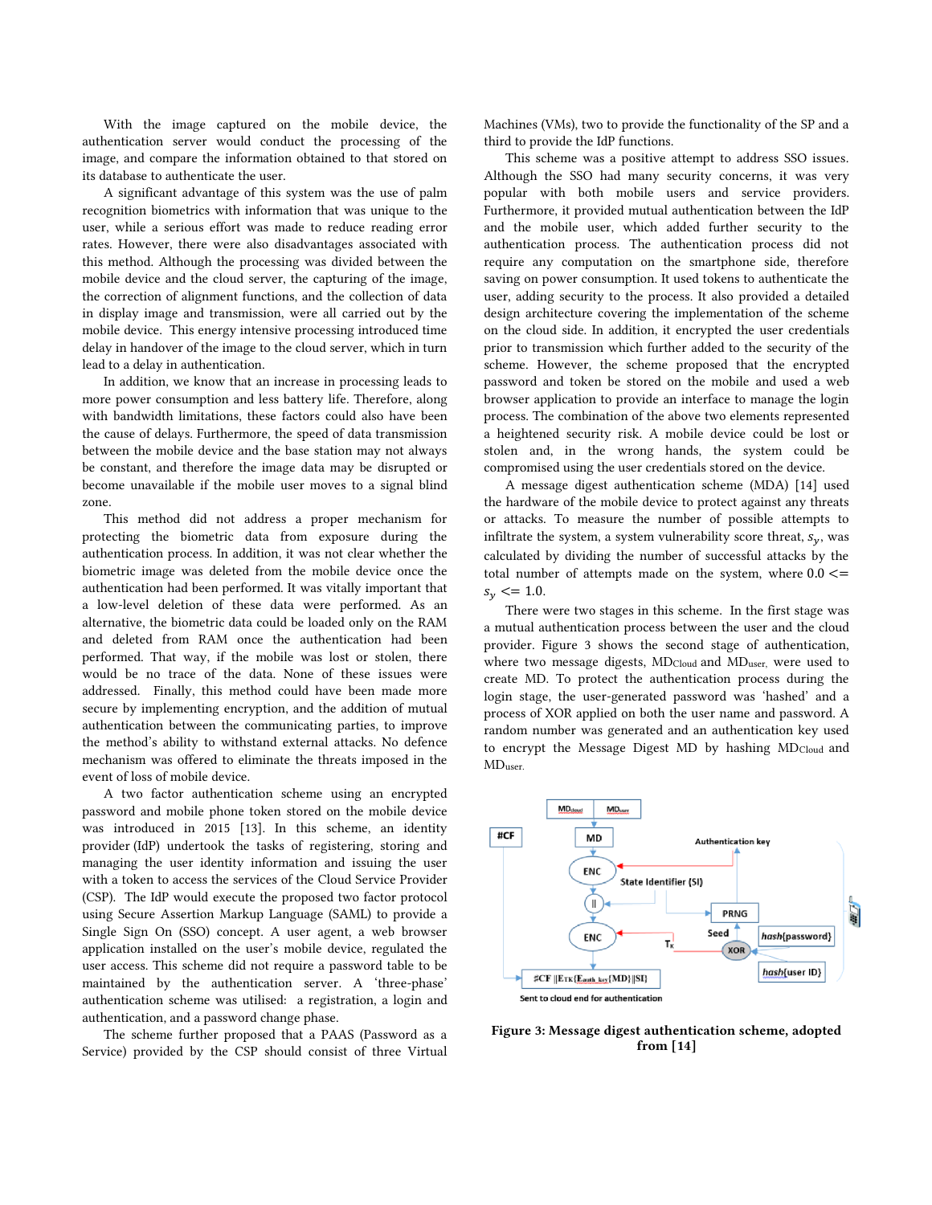With the image captured on the mobile device, the authentication server would conduct the processing of the image, and compare the information obtained to that stored on its database to authenticate the user.

A significant advantage of this system was the use of palm recognition biometrics with information that was unique to the user, while a serious effort was made to reduce reading error rates. However, there were also disadvantages associated with this method. Although the processing was divided between the mobile device and the cloud server, the capturing of the image, the correction of alignment functions, and the collection of data in display image and transmission, were all carried out by the mobile device. This energy intensive processing introduced time delay in handover of the image to the cloud server, which in turn lead to a delay in authentication.

In addition, we know that an increase in processing leads to more power consumption and less battery life. Therefore, along with bandwidth limitations, these factors could also have been the cause of delays. Furthermore, the speed of data transmission between the mobile device and the base station may not always be constant, and therefore the image data may be disrupted or become unavailable if the mobile user moves to a signal blind zone.

This method did not address a proper mechanism for protecting the biometric data from exposure during the authentication process. In addition, it was not clear whether the biometric image was deleted from the mobile device once the authentication had been performed. It was vitally important that a low-level deletion of these data were performed. As an alternative, the biometric data could be loaded only on the RAM and deleted from RAM once the authentication had been performed. That way, if the mobile was lost or stolen, there would be no trace of the data. None of these issues were addressed. Finally, this method could have been made more secure by implementing encryption, and the addition of mutual authentication between the communicating parties, to improve the method's ability to withstand external attacks. No defence mechanism was offered to eliminate the threats imposed in the event of loss of mobile device.

A two factor authentication scheme using an encrypted password and mobile phone token stored on the mobile device was introduced in 2015 [13]. In this scheme, an identity provider (IdP) undertook the tasks of registering, storing and managing the user identity information and issuing the user with a token to access the services of the Cloud Service Provider (CSP). The IdP would execute the proposed two factor protocol using Secure Assertion Markup Language (SAML) to provide a Single Sign On (SSO) concept. A user agent, a web browser application installed on the user's mobile device, managed the user access. This scheme did not require a password table to be maintained by the authentication server. A 'three-phase' authentication scheme was utilised: a registration, a login and authentication, and a password change phase.

The scheme further proposed that a PAAS (Password as a Service) provided by the CSP should consist of three Virtual Machines (VMs), two to provide the functionality of the SP and a third to provide the IdP functions.

This scheme was a positive attempt to address SSO issues. Although the SSO had many security concerns, it was very popular with both mobile users and service providers. Furthermore, it provided mutual authentication between the IdP and the mobile user, which added further security to the authentication process. The authentication process did not require any computation on the smartphone side, therefore saving on power consumption. It used tokens to authenticate the user, adding security to the process. It also provided a detailed design architecture covering the implementation of the scheme on the cloud side. In addition, it encrypted the user credentials prior to transmission which further added to the security of the scheme. However, the scheme proposed that the encrypted password and token be stored on the mobile and used a web browser application to provide an interface to manage the login process. The combination of the above two elements represented a heightened security risk. A mobile device could be lost or stolen and, in the wrong hands, the system could be compromised using the user credentials stored on the device.

A message digest authentication scheme (MDA) [14] used the hardware of the mobile device to protect against any threats or attacks. To measure the number of possible attempts to infiltrate the system, a system vulnerability score threat, $s_y$, was calculated by dividing the number of successful attacks by the total number of attempts made on the system, where $0.0 <= s_y <= 1.0$.

There were two stages in this scheme. In the first stage was a mutual authentication process between the user and the cloud provider. Figure 3 shows the second stage of authentication, where two message digests, $MD_{Cloud}$ and $MD_{user}$, were used to create MD. To protect the authentication process during the login stage, the user-generated password was 'hashed' and a process of XOR applied on both the user name and password. A random number was generated and an authentication key used to encrypt the Message Digest MD by hashing $MD_{Cloud}$ and $MD_{user}$.

$MD_{cloud}$
$MD_{user}$
#CF
MD
Authentication key
ENC
State Identifier (SI)
||
PRNG
Seed
ENC
$T_K$
hash{password}
XOR
hash{user ID}
#CF ||$E_{TK}${$E_{auth\_key}${MD}||SI}
Sent to cloud end for authentication

**Figure 3: Message digest authentication scheme, adopted from [14]**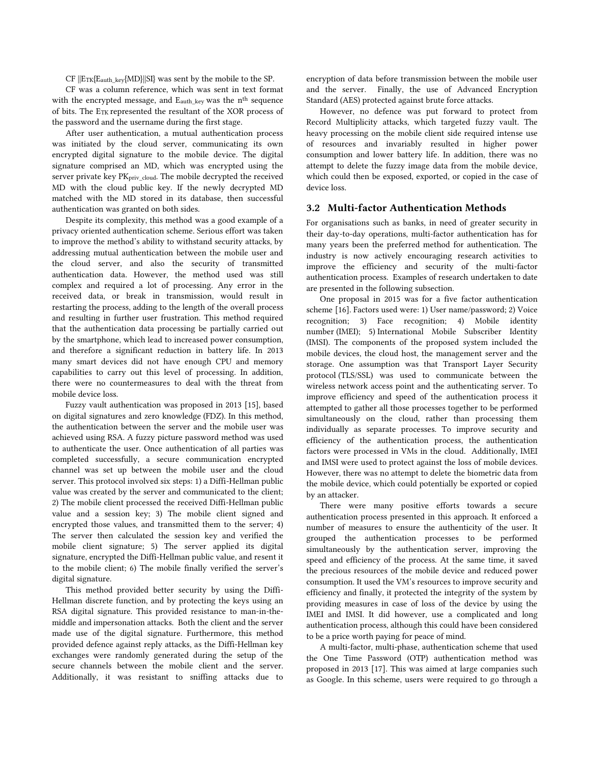$CF \| E_{TK}\{E_{auth\_key}\{MD\}\|SI\}$ was sent by the mobile to the SP.

CF was a column reference, which was sent in text format with the encrypted message, and $E_{auth\_key}$ was the $n^{th}$ sequence of bits. The $E_{TK}$ represented the resultant of the XOR process of the password and the username during the first stage.

After user authentication, a mutual authentication process was initiated by the cloud server, communicating its own encrypted digital signature to the mobile device. The digital signature comprised an MD, which was encrypted using the server private key $PK_{priv\_cloud}$. The mobile decrypted the received MD with the cloud public key. If the newly decrypted MD matched with the MD stored in its database, then successful authentication was granted on both sides.

Despite its complexity, this method was a good example of a privacy oriented authentication scheme. Serious effort was taken to improve the method's ability to withstand security attacks, by addressing mutual authentication between the mobile user and the cloud server, and also the security of transmitted authentication data. However, the method used was still complex and required a lot of processing. Any error in the received data, or break in transmission, would result in restarting the process, adding to the length of the overall process and resulting in further user frustration. This method required that the authentication data processing be partially carried out by the smartphone, which lead to increased power consumption, and therefore a significant reduction in battery life. In 2013 many smart devices did not have enough CPU and memory capabilities to carry out this level of processing. In addition, there were no countermeasures to deal with the threat from mobile device loss.

Fuzzy vault authentication was proposed in 2013 [15], based on digital signatures and zero knowledge (FDZ). In this method, the authentication between the server and the mobile user was achieved using RSA. A fuzzy picture password method was used to authenticate the user. Once authentication of all parties was completed successfully, a secure communication encrypted channel was set up between the mobile user and the cloud server. This protocol involved six steps: 1) a Diffi-Hellman public value was created by the server and communicated to the client; 2) The mobile client processed the received Diffi-Hellman public value and a session key; 3) The mobile client signed and encrypted those values, and transmitted them to the server; 4) The server then calculated the session key and verified the mobile client signature; 5) The server applied its digital signature, encrypted the Diffi-Hellman public value, and resent it to the mobile client; 6) The mobile finally verified the server's digital signature.

This method provided better security by using the Diffi-Hellman discrete function, and by protecting the keys using an RSA digital signature. This provided resistance to man-in-the-middle and impersonation attacks. Both the client and the server made use of the digital signature. Furthermore, this method provided defence against reply attacks, as the Diffi-Hellman key exchanges were randomly generated during the setup of the secure channels between the mobile client and the server. Additionally, it was resistant to sniffing attacks due to encryption of data before transmission between the mobile user and the server. Finally, the use of Advanced Encryption Standard (AES) protected against brute force attacks.

However, no defence was put forward to protect from Record Multiplicity attacks, which targeted fuzzy vault. The heavy processing on the mobile client side required intense use of resources and invariably resulted in higher power consumption and lower battery life. In addition, there was no attempt to delete the fuzzy image data from the mobile device, which could then be exposed, exported, or copied in the case of device loss.

## 3.2 Multi-factor Authentication Methods

For organisations such as banks, in need of greater security in their day-to-day operations, multi-factor authentication has for many years been the preferred method for authentication. The industry is now actively encouraging research activities to improve the efficiency and security of the multi-factor authentication process. Examples of research undertaken to date are presented in the following subsection.

One proposal in 2015 was for a five factor authentication scheme [16]. Factors used were: 1) User name/password; 2) Voice recognition; 3) Face recognition; 4) Mobile identity number (IMEI); 5) International Mobile Subscriber Identity (IMSI). The components of the proposed system included the mobile devices, the cloud host, the management server and the storage. One assumption was that Transport Layer Security protocol (TLS/SSL) was used to communicate between the wireless network access point and the authenticating server. To improve efficiency and speed of the authentication process it attempted to gather all those processes together to be performed simultaneously on the cloud, rather than processing them individually as separate processes. To improve security and efficiency of the authentication process, the authentication factors were processed in VMs in the cloud. Additionally, IMEI and IMSI were used to protect against the loss of mobile devices. However, there was no attempt to delete the biometric data from the mobile device, which could potentially be exported or copied by an attacker.

There were many positive efforts towards a secure authentication process presented in this approach. It enforced a number of measures to ensure the authenticity of the user. It grouped the authentication processes to be performed simultaneously by the authentication server, improving the speed and efficiency of the process. At the same time, it saved the precious resources of the mobile device and reduced power consumption. It used the VM's resources to improve security and efficiency and finally, it protected the integrity of the system by providing measures in case of loss of the device by using the IMEI and IMSI. It did however, use a complicated and long authentication process, although this could have been considered to be a price worth paying for peace of mind.

A multi-factor, multi-phase, authentication scheme that used the One Time Password (OTP) authentication method was proposed in 2013 [17]. This was aimed at large companies such as Google. In this scheme, users were required to go through a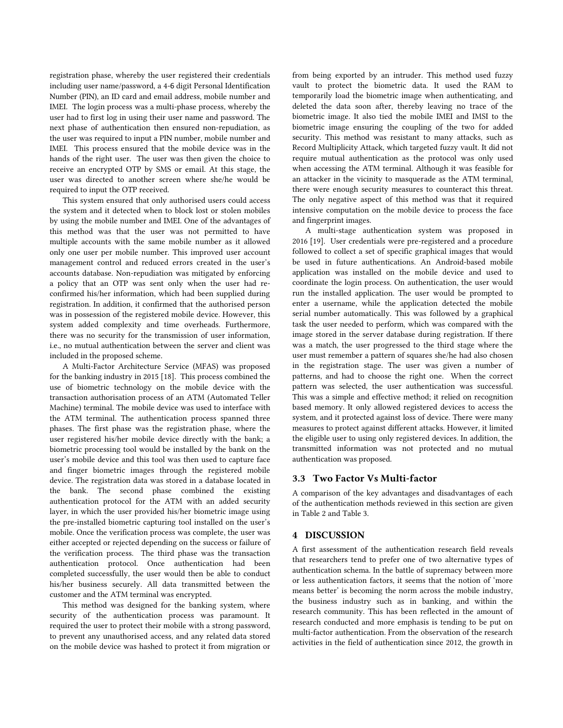registration phase, whereby the user registered their credentials including user name/password, a 4-6 digit Personal Identification Number (PIN), an ID card and email address, mobile number and IMEI. The login process was a multi-phase process, whereby the user had to first log in using their user name and password. The next phase of authentication then ensured non-repudiation, as the user was required to input a PIN number, mobile number and IMEI. This process ensured that the mobile device was in the hands of the right user. The user was then given the choice to receive an encrypted OTP by SMS or email. At this stage, the user was directed to another screen where she/he would be required to input the OTP received.

This system ensured that only authorised users could access the system and it detected when to block lost or stolen mobiles by using the mobile number and IMEI. One of the advantages of this method was that the user was not permitted to have multiple accounts with the same mobile number as it allowed only one user per mobile number. This improved user account management control and reduced errors created in the user's accounts database. Non-repudiation was mitigated by enforcing a policy that an OTP was sent only when the user had re-confirmed his/her information, which had been supplied during registration. In addition, it confirmed that the authorised person was in possession of the registered mobile device. However, this system added complexity and time overheads. Furthermore, there was no security for the transmission of user information, i.e., no mutual authentication between the server and client was included in the proposed scheme.

A Multi-Factor Architecture Service (MFAS) was proposed for the banking industry in 2015 [18]. This process combined the use of biometric technology on the mobile device with the transaction authorisation process of an ATM (Automated Teller Machine) terminal. The mobile device was used to interface with the ATM terminal. The authentication process spanned three phases. The first phase was the registration phase, where the user registered his/her mobile device directly with the bank; a biometric processing tool would be installed by the bank on the user's mobile device and this tool was then used to capture face and finger biometric images through the registered mobile device. The registration data was stored in a database located in the bank. The second phase combined the existing authentication protocol for the ATM with an added security layer, in which the user provided his/her biometric image using the pre-installed biometric capturing tool installed on the user's mobile. Once the verification process was complete, the user was either accepted or rejected depending on the success or failure of the verification process. The third phase was the transaction authentication protocol. Once authentication had been completed successfully, the user would then be able to conduct his/her business securely. All data transmitted between the customer and the ATM terminal was encrypted.

This method was designed for the banking system, where security of the authentication process was paramount. It required the user to protect their mobile with a strong password, to prevent any unauthorised access, and any related data stored on the mobile device was hashed to protect it from migration or from being exported by an intruder. This method used fuzzy vault to protect the biometric data. It used the RAM to temporarily load the biometric image when authenticating, and deleted the data soon after, thereby leaving no trace of the biometric image. It also tied the mobile IMEI and IMSI to the biometric image ensuring the coupling of the two for added security. This method was resistant to many attacks, such as Record Multiplicity Attack, which targeted fuzzy vault. It did not require mutual authentication as the protocol was only used when accessing the ATM terminal. Although it was feasible for an attacker in the vicinity to masquerade as the ATM terminal, there were enough security measures to counteract this threat. The only negative aspect of this method was that it required intensive computation on the mobile device to process the face and fingerprint images.

A multi-stage authentication system was proposed in 2016 [19]. User credentials were pre-registered and a procedure followed to collect a set of specific graphical images that would be used in future authentications. An Android-based mobile application was installed on the mobile device and used to coordinate the login process. On authentication, the user would run the installed application. The user would be prompted to enter a username, while the application detected the mobile serial number automatically. This was followed by a graphical task the user needed to perform, which was compared with the image stored in the server database during registration. If there was a match, the user progressed to the third stage where the user must remember a pattern of squares she/he had also chosen in the registration stage. The user was given a number of patterns, and had to choose the right one. When the correct pattern was selected, the user authentication was successful. This was a simple and effective method; it relied on recognition based memory. It only allowed registered devices to access the system, and it protected against loss of device. There were many measures to protect against different attacks. However, it limited the eligible user to using only registered devices. In addition, the transmitted information was not protected and no mutual authentication was proposed.

### 3.3 Two Factor Vs Multi-factor

A comparison of the key advantages and disadvantages of each of the authentication methods reviewed in this section are given in Table 2 and Table 3.

## 4 DISCUSSION

A first assessment of the authentication research field reveals that researchers tend to prefer one of two alternative types of authentication schema. In the battle of supremacy between more or less authentication factors, it seems that the notion of 'more means better' is becoming the norm across the mobile industry, the business industry such as in banking, and within the research community. This has been reflected in the amount of research conducted and more emphasis is tending to be put on multi-factor authentication. From the observation of the research activities in the field of authentication since 2012, the growth in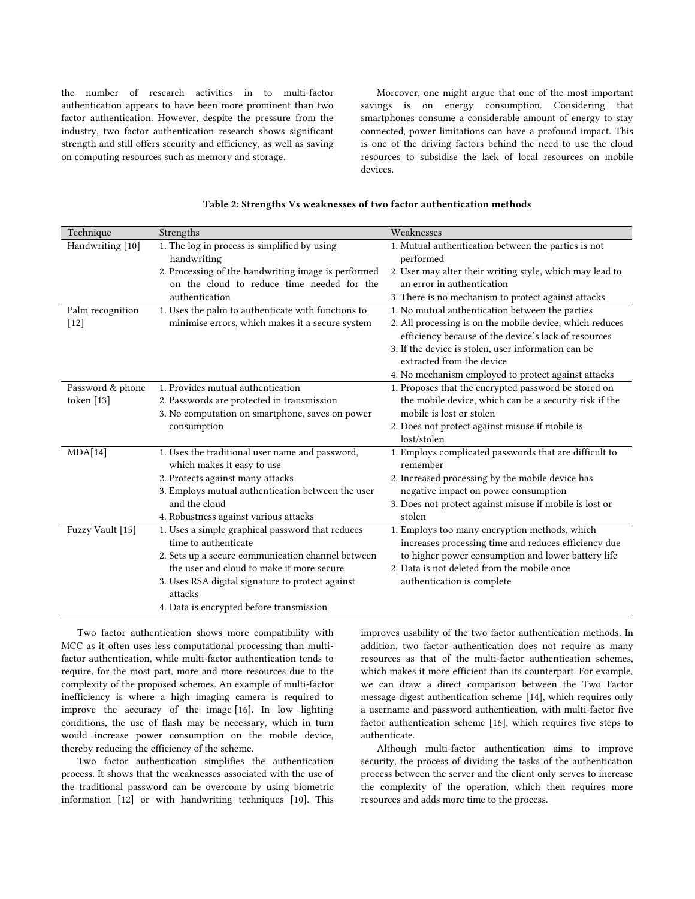the number of research activities in to multi-factor authentication appears to have been more prominent than two factor authentication. However, despite the pressure from the industry, two factor authentication research shows significant strength and still offers security and efficiency, as well as saving on computing resources such as memory and storage.

Moreover, one might argue that one of the most important savings is on energy consumption. Considering that smartphones consume a considerable amount of energy to stay connected, power limitations can have a profound impact. This is one of the driving factors behind the need to use the cloud resources to subsidise the lack of local resources on mobile devices.

**Table 2: Strengths Vs weaknesses of two factor authentication methods**

| Technique | Strengths | Weaknesses |
|---|---|---|
| Handwriting [10] | 1. The log in process is simplified by using handwriting<br>2. Processing of the handwriting image is performed on the cloud to reduce time needed for the authentication | 1. Mutual authentication between the parties is not performed<br>2. User may alter their writing style, which may lead to an error in authentication<br>3. There is no mechanism to protect against attacks |
| Palm recognition [12] | 1. Uses the palm to authenticate with functions to minimise errors, which makes it a secure system | 1. No mutual authentication between the parties<br>2. All processing is on the mobile device, which reduces efficiency because of the device's lack of resources<br>3. If the device is stolen, user information can be extracted from the device<br>4. No mechanism employed to protect against attacks |
| Password & phone token [13] | 1. Provides mutual authentication<br>2. Passwords are protected in transmission<br>3. No computation on smartphone, saves on power consumption | 1. Proposes that the encrypted password be stored on the mobile device, which can be a security risk if the mobile is lost or stolen<br>2. Does not protect against misuse if mobile is lost/stolen |
| MDA[14] | 1. Uses the traditional user name and password, which makes it easy to use<br>2. Protects against many attacks<br>3. Employs mutual authentication between the user and the cloud<br>4. Robustness against various attacks | 1. Employs complicated passwords that are difficult to remember<br>2. Increased processing by the mobile device has negative impact on power consumption<br>3. Does not protect against misuse if mobile is lost or stolen |
| Fuzzy Vault [15] | 1. Uses a simple graphical password that reduces time to authenticate<br>2. Sets up a secure communication channel between the user and cloud to make it more secure<br>3. Uses RSA digital signature to protect against attacks<br>4. Data is encrypted before transmission | 1. Employs too many encryption methods, which increases processing time and reduces efficiency due to higher power consumption and lower battery life<br>2. Data is not deleted from the mobile once authentication is complete |

Two factor authentication shows more compatibility with MCC as it often uses less computational processing than multi-factor authentication, while multi-factor authentication tends to require, for the most part, more and more resources due to the complexity of the proposed schemes. An example of multi-factor inefficiency is where a high imaging camera is required to improve the accuracy of the image [16]. In low lighting conditions, the use of flash may be necessary, which in turn would increase power consumption on the mobile device, thereby reducing the efficiency of the scheme.

Two factor authentication simplifies the authentication process. It shows that the weaknesses associated with the use of the traditional password can be overcome by using biometric information [12] or with handwriting techniques [10]. This improves usability of the two factor authentication methods. In addition, two factor authentication does not require as many resources as that of the multi-factor authentication schemes, which makes it more efficient than its counterpart. For example, we can draw a direct comparison between the Two Factor message digest authentication scheme [14], which requires only a username and password authentication, with multi-factor five factor authentication scheme [16], which requires five steps to authenticate.

Although multi-factor authentication aims to improve security, the process of dividing the tasks of the authentication process between the server and the client only serves to increase the complexity of the operation, which then requires more resources and adds more time to the process.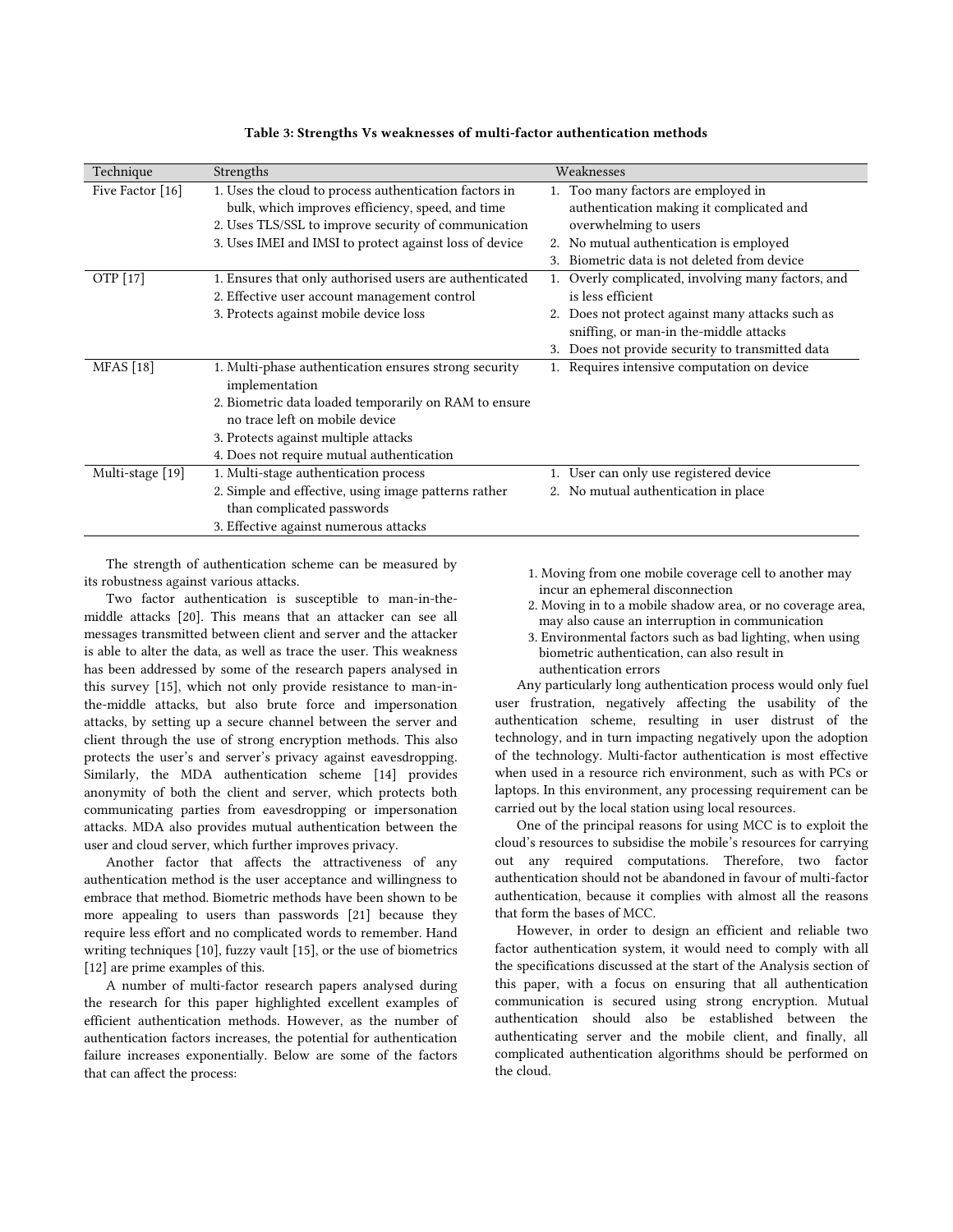**Table 3: Strengths Vs weaknesses of multi-factor authentication methods**

| Technique | Strengths | Weaknesses |
|---|---|---|
| Five Factor [16] | 1. Uses the cloud to process authentication factors in bulk, which improves efficiency, speed, and time<br>2. Uses TLS/SSL to improve security of communication<br>3. Uses IMEI and IMSI to protect against loss of device | 1. Too many factors are employed in authentication making it complicated and overwhelming to users<br>2. No mutual authentication is employed<br>3. Biometric data is not deleted from device |
| OTP [17] | 1. Ensures that only authorised users are authenticated<br>2. Effective user account management control<br>3. Protects against mobile device loss | 1. Overly complicated, involving many factors, and is less efficient<br>2. Does not protect against many attacks such as sniffing, or man-in the-middle attacks<br>3. Does not provide security to transmitted data |
| MFAS [18] | 1. Multi-phase authentication ensures strong security implementation<br>2. Biometric data loaded temporarily on RAM to ensure no trace left on mobile device<br>3. Protects against multiple attacks<br>4. Does not require mutual authentication | 1. Requires intensive computation on device |
| Multi-stage [19] | 1. Multi-stage authentication process<br>2. Simple and effective, using image patterns rather than complicated passwords<br>3. Effective against numerous attacks | 1. User can only use registered device<br>2. No mutual authentication in place |

The strength of authentication scheme can be measured by its robustness against various attacks.

Two factor authentication is susceptible to man-in-the-middle attacks [20]. This means that an attacker can see all messages transmitted between client and server and the attacker is able to alter the data, as well as trace the user. This weakness has been addressed by some of the research papers analysed in this survey [15], which not only provide resistance to man-in-the-middle attacks, but also brute force and impersonation attacks, by setting up a secure channel between the server and client through the use of strong encryption methods. This also protects the user's and server's privacy against eavesdropping. Similarly, the MDA authentication scheme [14] provides anonymity of both the client and server, which protects both communicating parties from eavesdropping or impersonation attacks. MDA also provides mutual authentication between the user and cloud server, which further improves privacy.

Another factor that affects the attractiveness of any authentication method is the user acceptance and willingness to embrace that method. Biometric methods have been shown to be more appealing to users than passwords [21] because they require less effort and no complicated words to remember. Hand writing techniques [10], fuzzy vault [15], or the use of biometrics [12] are prime examples of this.

A number of multi-factor research papers analysed during the research for this paper highlighted excellent examples of efficient authentication methods. However, as the number of authentication factors increases, the potential for authentication failure increases exponentially. Below are some of the factors that can affect the process:

1. Moving from one mobile coverage cell to another may incur an ephemeral disconnection
2. Moving in to a mobile shadow area, or no coverage area, may also cause an interruption in communication
3. Environmental factors such as bad lighting, when using biometric authentication, can also result in authentication errors

Any particularly long authentication process would only fuel user frustration, negatively affecting the usability of the authentication scheme, resulting in user distrust of the technology, and in turn impacting negatively upon the adoption of the technology. Multi-factor authentication is most effective when used in a resource rich environment, such as with PCs or laptops. In this environment, any processing requirement can be carried out by the local station using local resources.

One of the principal reasons for using MCC is to exploit the cloud's resources to subsidise the mobile's resources for carrying out any required computations. Therefore, two factor authentication should not be abandoned in favour of multi-factor authentication, because it complies with almost all the reasons that form the bases of MCC.

However, in order to design an efficient and reliable two factor authentication system, it would need to comply with all the specifications discussed at the start of the Analysis section of this paper, with a focus on ensuring that all authentication communication is secured using strong encryption. Mutual authentication should also be established between the authenticating server and the mobile client, and finally, all complicated authentication algorithms should be performed on the cloud.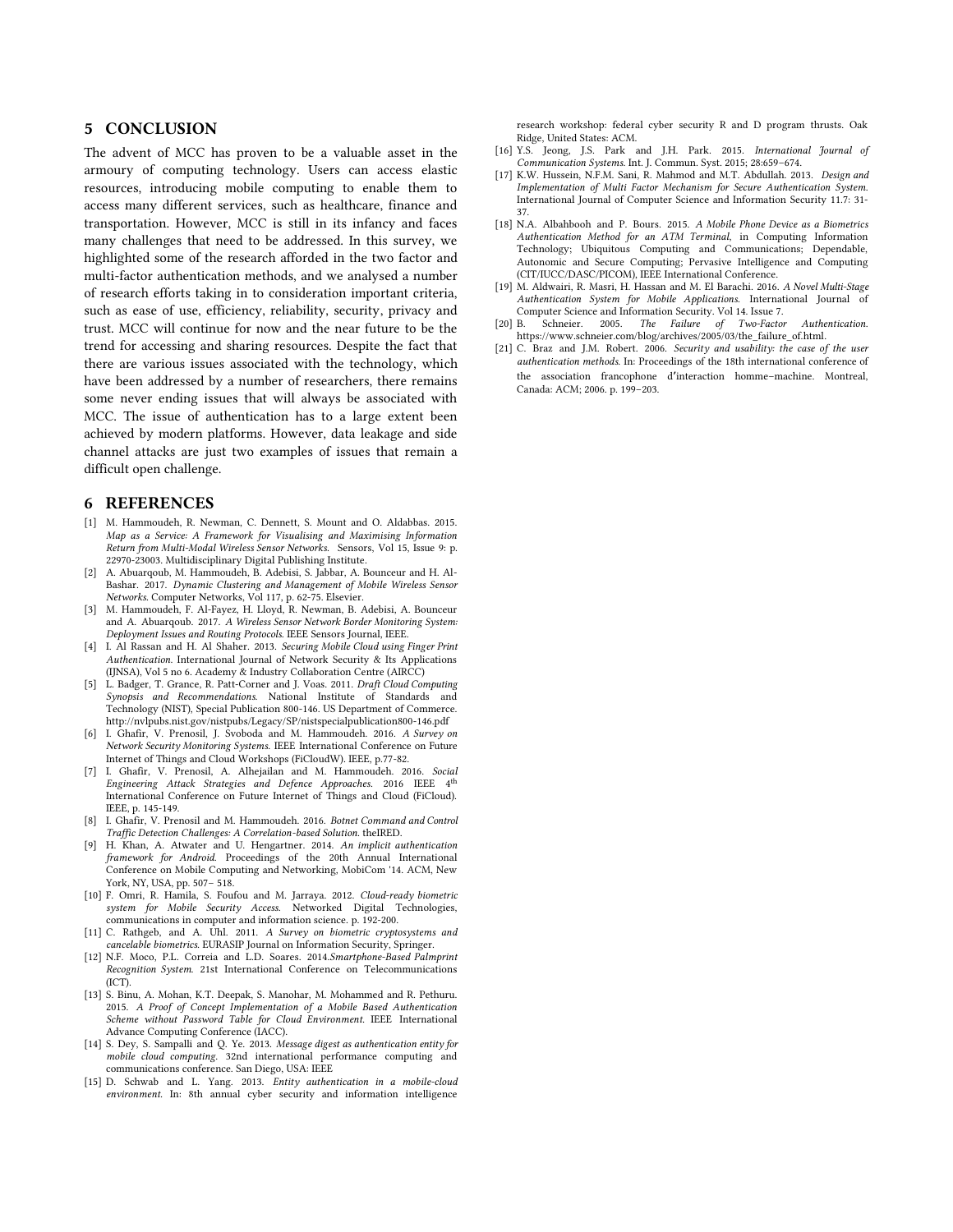## 5 CONCLUSION

The advent of MCC has proven to be a valuable asset in the armoury of computing technology. Users can access elastic resources, introducing mobile computing to enable them to access many different services, such as healthcare, finance and transportation. However, MCC is still in its infancy and faces many challenges that need to be addressed. In this survey, we highlighted some of the research afforded in the two factor and multi-factor authentication methods, and we analysed a number of research efforts taking in to consideration important criteria, such as ease of use, efficiency, reliability, security, privacy and trust. MCC will continue for now and the near future to be the trend for accessing and sharing resources. Despite the fact that there are various issues associated with the technology, which have been addressed by a number of researchers, there remains some never ending issues that will always be associated with MCC. The issue of authentication has to a large extent been achieved by modern platforms. However, data leakage and side channel attacks are just two examples of issues that remain a difficult open challenge.

## 6 REFERENCES

[1] M. Hammoudeh, R. Newman, C. Dennett, S. Mount and O. Aldabbas. 2015. *Map as a Service: A Framework for Visualising and Maximising Information Return from Multi-Modal Wireless Sensor Networks.* Sensors, Vol 15, Issue 9: p. 22970-23003. Multidisciplinary Digital Publishing Institute.

[2] A. Abuarqoub, M. Hammoudeh, B. Adebisi, S. Jabbar, A. Bounceur and H. Al-Bashar. 2017. *Dynamic Clustering and Management of Mobile Wireless Sensor Networks.* Computer Networks, Vol 117, p. 62-75. Elsevier.

[3] M. Hammoudeh, F. Al-Fayez, H. Lloyd, R. Newman, B. Adebisi, A. Bounceur and A. Abuarqoub. 2017. *A Wireless Sensor Network Border Monitoring System: Deployment Issues and Routing Protocols.* IEEE Sensors Journal, IEEE.

[4] I. Al Rassan and H. Al Shaher. 2013. *Securing Mobile Cloud using Finger Print Authentication.* International Journal of Network Security & Its Applications (IJNSA), Vol 5 no 6. Academy & Industry Collaboration Centre (AIRCC)

[5] L. Badger, T. Grance, R. Patt-Corner and J. Voas. 2011. *Draft Cloud Computing Synopsis and Recommendations.* National Institute of Standards and Technology (NIST), Special Publication 800-146. US Department of Commerce. http://nvlpubs.nist.gov/nistpubs/Legacy/SP/nistspecialpublication800-146.pdf

[6] I. Ghafir, V. Prenosil, J. Svoboda and M. Hammoudeh. 2016. *A Survey on Network Security Monitoring Systems.* IEEE International Conference on Future Internet of Things and Cloud Workshops (FiCloudW). IEEE, p.77-82.

[7] I. Ghafir, V. Prenosil, A. Alhejailan and M. Hammoudeh. 2016. *Social Engineering Attack Strategies and Defence Approaches.* 2016 IEEE 4th International Conference on Future Internet of Things and Cloud (FiCloud). IEEE, p. 145-149.

[8] I. Ghafir, V. Prenosil and M. Hammoudeh. 2016. *Botnet Command and Control Traffic Detection Challenges: A Correlation-based Solution.* theIRED.

[9] H. Khan, A. Atwater and U. Hengartner. 2014. *An implicit authentication framework for Android.* Proceedings of the 20th Annual International Conference on Mobile Computing and Networking, MobiCom '14. ACM, New York, NY, USA, pp. 507– 518.

[10] F. Omri, R. Hamila, S. Foufou and M. Jarraya. 2012. *Cloud-ready biometric system for Mobile Security Access.* Networked Digital Technologies, communications in computer and information science. p. 192-200.

[11] C. Rathgeb, and A. Uhl. 2011. *A Survey on biometric cryptosystems and cancelable biometrics.* EURASIP Journal on Information Security, Springer.

[12] N.F. Moco, P.L. Correia and L.D. Soares. 2014.*Smartphone-Based Palmprint Recognition System.* 21st International Conference on Telecommunications (ICT).

[13] S. Binu, A. Mohan, K.T. Deepak, S. Manohar, M. Mohammed and R. Pethuru. 2015. *A Proof of Concept Implementation of a Mobile Based Authentication Scheme without Password Table for Cloud Environment.* IEEE International Advance Computing Conference (IACC).

[14] S. Dey, S. Sampalli and Q. Ye. 2013. *Message digest as authentication entity for mobile cloud computing.* 32nd international performance computing and communications conference. San Diego, USA: IEEE

[15] D. Schwab and L. Yang. 2013. *Entity authentication in a mobile-cloud environment.* In: 8th annual cyber security and information intelligence research workshop: federal cyber security R and D program thrusts. Oak Ridge, United States: ACM.

[16] Y.S. Jeong, J.S. Park and J.H. Park. 2015. *International Journal of Communication Systems.* Int. J. Commun. Syst. 2015; 28:659–674.

[17] K.W. Hussein, N.F.M. Sani, R. Mahmod and M.T. Abdullah. 2013. *Design and Implementation of Multi Factor Mechanism for Secure Authentication System.* International Journal of Computer Science and Information Security 11.7: 31-37.

[18] N.A. Albahbooh and P. Bours. 2015. *A Mobile Phone Device as a Biometrics Authentication Method for an ATM Terminal,* in Computing Information Technology; Ubiquitous Computing and Communications; Dependable, Autonomic and Secure Computing; Pervasive Intelligence and Computing (CIT/IUCC/DASC/PICOM), IEEE International Conference.

[19] M. Aldwairi, R. Masri, H. Hassan and M. El Barachi. 2016. *A Novel Multi-Stage Authentication System for Mobile Applications.* International Journal of Computer Science and Information Security. Vol 14. Issue 7.

[20] B. Schneier. 2005. *The Failure of Two-Factor Authentication.* https://www.schneier.com/blog/archives/2005/03/the_failure_of.html.

[21] C. Braz and J.M. Robert. 2006. *Security and usability: the case of the user authentication methods.* In: Proceedings of the 18th international conference of the association francophone d'interaction homme–machine. Montreal, Canada: ACM; 2006. p. 199–203.